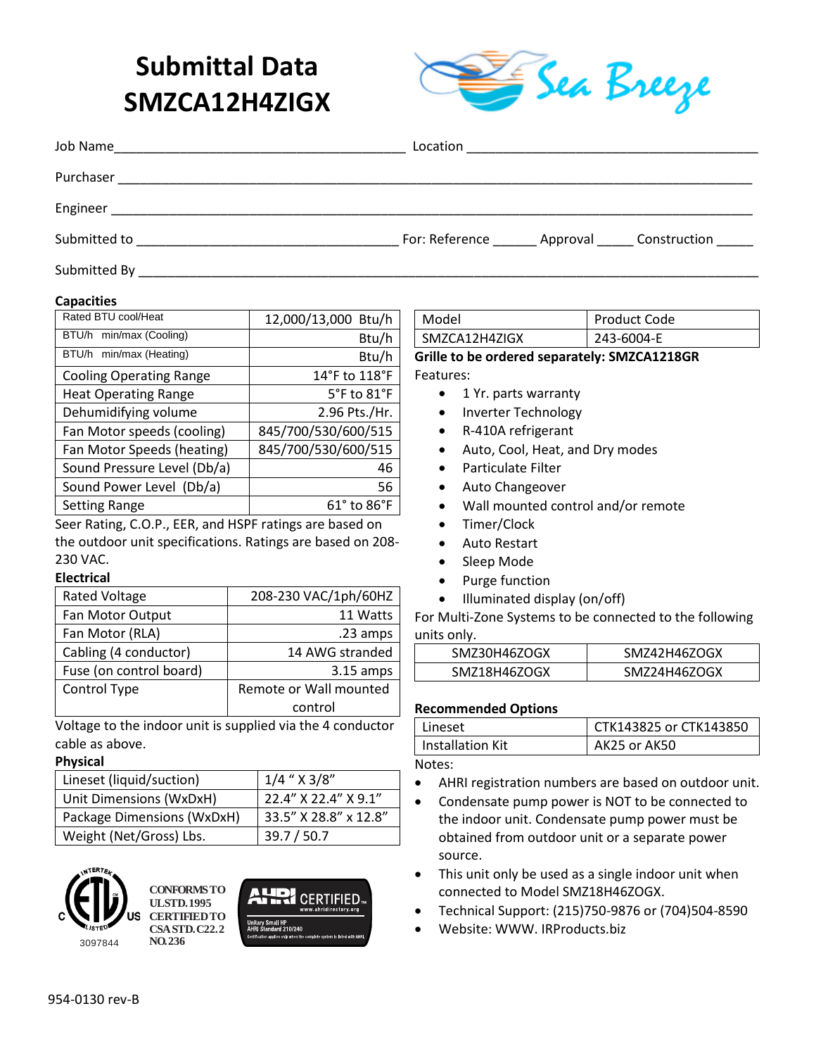# Submittal Data SMZCA12H4ZIGX

Sea Breeze

Job Name________________________________________ Location ________________________________________

Purchaser ________________________________________________________________________________

Engineer ________________________________________________________________________________

Submitted to ____________________________________ For: Reference ______ Approval _____ Construction _____

Submitted By ________________________________________________________________________________

### Capacities

| | |
|---|---|
| Rated BTU cool/Heat | 12,000/13,000 Btu/h |
| BTU/h min/max (Cooling) | Btu/h |
| BTU/h min/max (Heating) | Btu/h |
| Cooling Operating Range | 14°F to 118°F |
| Heat Operating Range | 5°F to 81°F |
| Dehumidifying volume | 2.96 Pts./Hr. |
| Fan Motor speeds (cooling) | 845/700/530/600/515 |
| Fan Motor Speeds (heating) | 845/700/530/600/515 |
| Sound Pressure Level (Db/a) | 46 |
| Sound Power Level (Db/a) | 56 |
| Setting Range | 61° to 86°F |

Seer Rating, C.O.P., EER, and HSPF ratings are based on the outdoor unit specifications. Ratings are based on 208-230 VAC.

### Electrical

| | |
|---|---|
| Rated Voltage | 208-230 VAC/1ph/60HZ |
| Fan Motor Output | 11 Watts |
| Fan Motor (RLA) | .23 amps |
| Cabling (4 conductor) | 14 AWG stranded |
| Fuse (on control board) | 3.15 amps |
| Control Type | Remote or Wall mounted control |

Voltage to the indoor unit is supplied via the 4 conductor cable as above.

### Physical

| | |
|---|---|
| Lineset (liquid/suction) | 1/4 " X 3/8" |
| Unit Dimensions (WxDxH) | 22.4" X 22.4" X 9.1" |
| Package Dimensions (WxDxH) | 33.5" X 28.8" x 12.8" |
| Weight (Net/Gross) Lbs. | 39.7 / 50.7 |

ETL Listed 3097844 — CONFORMS TO UL STD. 1995 CERTIFIED TO CSA STD. C22.2 NO. 236

AHRI CERTIFIED — www.ahridirectory.org — Unitary Small HP AHRI Standard 210/240

| Model | Product Code |
|---|---|
| SMZCA12H4ZIGX | 243-6004-E |

**Grille to be ordered separately: SMZCA1218GR**

Features:

- 1 Yr. parts warranty
- Inverter Technology
- R-410A refrigerant
- Auto, Cool, Heat, and Dry modes
- Particulate Filter
- Auto Changeover
- Wall mounted control and/or remote
- Timer/Clock
- Auto Restart
- Sleep Mode
- Purge function
- Illuminated display (on/off)

For Multi-Zone Systems to be connected to the following units only.

| | |
|---|---|
| SMZ30H46ZOGX | SMZ42H46ZOGX |
| SMZ18H46ZOGX | SMZ24H46ZOGX |

### Recommended Options

| | |
|---|---|
| Lineset | CTK143825 or CTK143850 |
| Installation Kit | AK25 or AK50 |

Notes:

- AHRI registration numbers are based on outdoor unit.
- Condensate pump power is NOT to be connected to the indoor unit. Condensate pump power must be obtained from outdoor unit or a separate power source.
- This unit only be used as a single indoor unit when connected to Model SMZ18H46ZOGX.
- Technical Support: (215)750-9876 or (704)504-8590
- Website: WWW. IRProducts.biz

954-0130 rev-B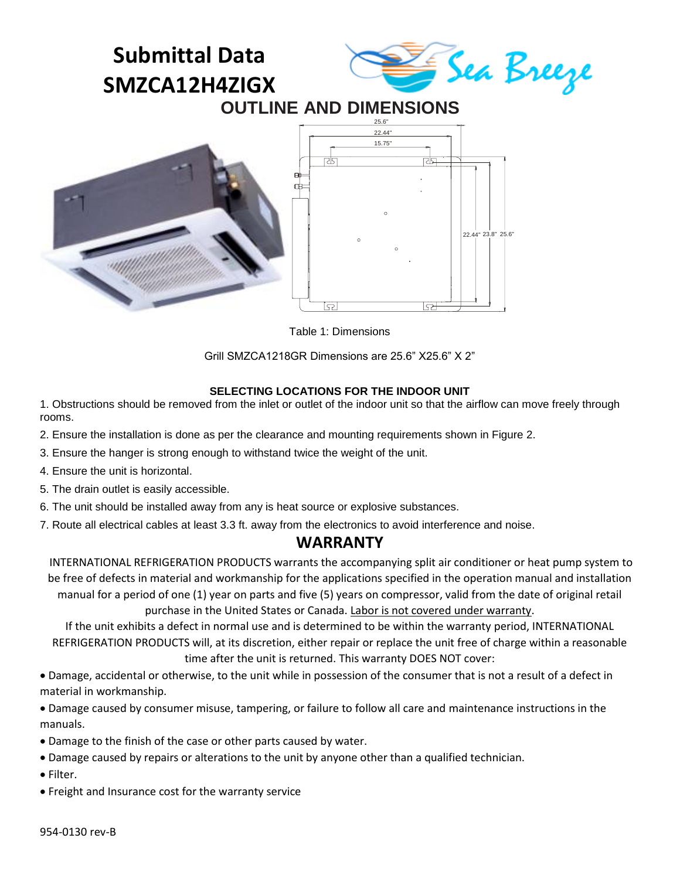# Submittal Data SMZCA12H4ZIGX

## OUTLINE AND DIMENSIONS

25.6"
22.44"
15.75"
22.44" 23.8" 25.6"

Table 1: Dimensions

Grill SMZCA1218GR Dimensions are 25.6" X25.6" X 2"

### SELECTING LOCATIONS FOR THE INDOOR UNIT

1. Obstructions should be removed from the inlet or outlet of the indoor unit so that the airflow can move freely through rooms.
2. Ensure the installation is done as per the clearance and mounting requirements shown in Figure 2.
3. Ensure the hanger is strong enough to withstand twice the weight of the unit.
4. Ensure the unit is horizontal.
5. The drain outlet is easily accessible.
6. The unit should be installed away from any is heat source or explosive substances.
7. Route all electrical cables at least 3.3 ft. away from the electronics to avoid interference and noise.

## WARRANTY

INTERNATIONAL REFRIGERATION PRODUCTS warrants the accompanying split air conditioner or heat pump system to be free of defects in material and workmanship for the applications specified in the operation manual and installation manual for a period of one (1) year on parts and five (5) years on compressor, valid from the date of original retail purchase in the United States or Canada. Labor is not covered under warranty.

If the unit exhibits a defect in normal use and is determined to be within the warranty period, INTERNATIONAL REFRIGERATION PRODUCTS will, at its discretion, either repair or replace the unit free of charge within a reasonable time after the unit is returned. This warranty DOES NOT cover:

- Damage, accidental or otherwise, to the unit while in possession of the consumer that is not a result of a defect in material in workmanship.
- Damage caused by consumer misuse, tampering, or failure to follow all care and maintenance instructions in the manuals.
- Damage to the finish of the case or other parts caused by water.
- Damage caused by repairs or alterations to the unit by anyone other than a qualified technician.
- Filter.
- Freight and Insurance cost for the warranty service

954-0130 rev-B